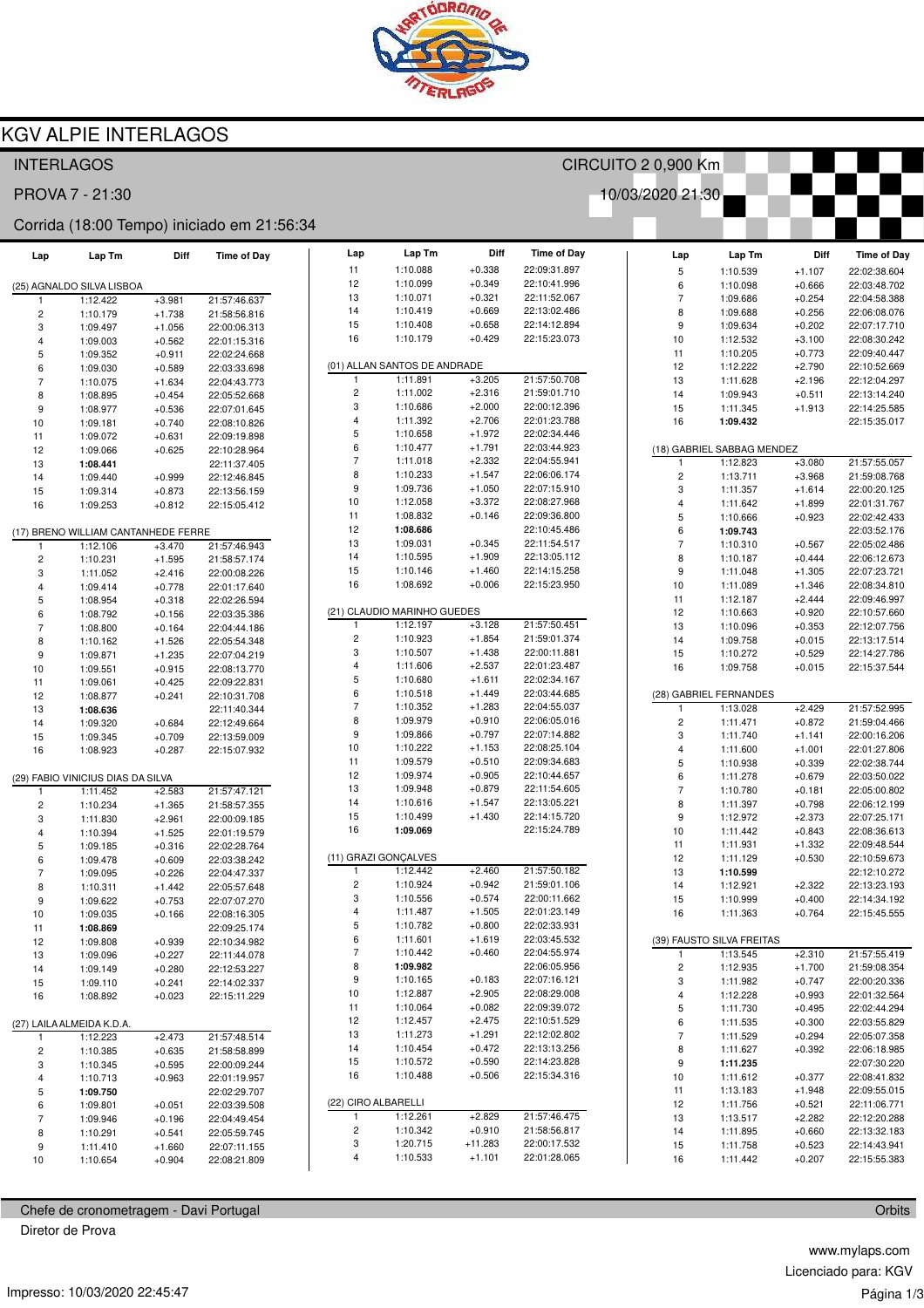# KGV ALPIE INTERLAGOS

INTERLAGOS — CIRCUITO 2 0,900 Km

PROVA 7 - 21:30 — 10/03/2020 21:30

Corrida (18:00 Tempo) iniciado em 21:56:34

### (25) AGNALDO SILVA LISBOA

| Lap | Lap Tm | Diff | Time of Day |
|---|---|---|---|
| 1 | 1:12.422 | +3.981 | 21:57:46.637 |
| 2 | 1:10.179 | +1.738 | 21:58:56.816 |
| 3 | 1:09.497 | +1.056 | 22:00:06.313 |
| 4 | 1:09.003 | +0.562 | 22:01:15.316 |
| 5 | 1:09.352 | +0.911 | 22:02:24.668 |
| 6 | 1:09.030 | +0.589 | 22:03:33.698 |
| 7 | 1:10.075 | +1.634 | 22:04:43.773 |
| 8 | 1:08.895 | +0.454 | 22:05:52.668 |
| 9 | 1:08.977 | +0.536 | 22:07:01.645 |
| 10 | 1:09.181 | +0.740 | 22:08:10.826 |
| 11 | 1:09.072 | +0.631 | 22:09:19.898 |
| 12 | 1:09.066 | +0.625 | 22:10:28.964 |
| 13 | **1:08.441** | | 22:11:37.405 |
| 14 | 1:09.440 | +0.999 | 22:12:46.845 |
| 15 | 1:09.314 | +0.873 | 22:13:56.159 |
| 16 | 1:09.253 | +0.812 | 22:15:05.412 |

### (17) BRENO WILLIAM CANTANHEDE FERRE

| Lap | Lap Tm | Diff | Time of Day |
|---|---|---|---|
| 1 | 1:12.106 | +3.470 | 21:57:46.943 |
| 2 | 1:10.231 | +1.595 | 21:58:57.174 |
| 3 | 1:11.052 | +2.416 | 22:00:08.226 |
| 4 | 1:09.414 | +0.778 | 22:01:17.640 |
| 5 | 1:08.954 | +0.318 | 22:02:26.594 |
| 6 | 1:08.792 | +0.156 | 22:03:35.386 |
| 7 | 1:08.800 | +0.164 | 22:04:44.186 |
| 8 | 1:10.162 | +1.526 | 22:05:54.348 |
| 9 | 1:09.871 | +1.235 | 22:07:04.219 |
| 10 | 1:09.551 | +0.915 | 22:08:13.770 |
| 11 | 1:09.061 | +0.425 | 22:09:22.831 |
| 12 | 1:08.877 | +0.241 | 22:10:31.708 |
| 13 | **1:08.636** | | 22:11:40.344 |
| 14 | 1:09.320 | +0.684 | 22:12:49.664 |
| 15 | 1:09.345 | +0.709 | 22:13:59.009 |
| 16 | 1:08.923 | +0.287 | 22:15:07.932 |

### (29) FABIO VINICIUS DIAS DA SILVA

| Lap | Lap Tm | Diff | Time of Day |
|---|---|---|---|
| 1 | 1:11.452 | +2.583 | 21:57:47.121 |
| 2 | 1:10.234 | +1.365 | 21:58:57.355 |
| 3 | 1:11.830 | +2.961 | 22:00:09.185 |
| 4 | 1:10.394 | +1.525 | 22:01:19.579 |
| 5 | 1:09.185 | +0.316 | 22:02:28.764 |
| 6 | 1:09.478 | +0.609 | 22:03:38.242 |
| 7 | 1:09.095 | +0.226 | 22:04:47.337 |
| 8 | 1:10.311 | +1.442 | 22:05:57.648 |
| 9 | 1:09.622 | +0.753 | 22:07:07.270 |
| 10 | 1:09.035 | +0.166 | 22:08:16.305 |
| 11 | **1:08.869** | | 22:09:25.174 |
| 12 | 1:09.808 | +0.939 | 22:10:34.982 |
| 13 | 1:09.096 | +0.227 | 22:11:44.078 |
| 14 | 1:09.149 | +0.280 | 22:12:53.227 |
| 15 | 1:09.110 | +0.241 | 22:14:02.337 |
| 16 | 1:08.892 | +0.023 | 22:15:11.229 |

### (27) LAILA ALMEIDA K.D.A.

| Lap | Lap Tm | Diff | Time of Day |
|---|---|---|---|
| 1 | 1:12.223 | +2.473 | 21:57:48.514 |
| 2 | 1:10.385 | +0.635 | 21:58:58.899 |
| 3 | 1:10.345 | +0.595 | 22:00:09.244 |
| 4 | 1:10.713 | +0.963 | 22:01:19.957 |
| 5 | **1:09.750** | | 22:02:29.707 |
| 6 | 1:09.801 | +0.051 | 22:03:39.508 |
| 7 | 1:09.946 | +0.196 | 22:04:49.454 |
| 8 | 1:10.291 | +0.541 | 22:05:59.745 |
| 9 | 1:11.410 | +1.660 | 22:07:11.155 |
| 10 | 1:10.654 | +0.904 | 22:08:21.809 |
| 11 | 1:10.088 | +0.338 | 22:09:31.897 |
| 12 | 1:10.099 | +0.349 | 22:10:41.996 |
| 13 | 1:10.071 | +0.321 | 22:11:52.067 |
| 14 | 1:10.419 | +0.669 | 22:13:02.486 |
| 15 | 1:10.408 | +0.658 | 22:14:12.894 |
| 16 | 1:10.179 | +0.429 | 22:15:23.073 |

### (01) ALLAN SANTOS DE ANDRADE

| Lap | Lap Tm | Diff | Time of Day |
|---|---|---|---|
| 1 | 1:11.891 | +3.205 | 21:57:50.708 |
| 2 | 1:11.002 | +2.316 | 21:59:01.710 |
| 3 | 1:10.686 | +2.000 | 22:00:12.396 |
| 4 | 1:11.392 | +2.706 | 22:01:23.788 |
| 5 | 1:10.658 | +1.972 | 22:02:34.446 |
| 6 | 1:10.477 | +1.791 | 22:03:44.923 |
| 7 | 1:11.018 | +2.332 | 22:04:55.941 |
| 8 | 1:10.233 | +1.547 | 22:06:06.174 |
| 9 | 1:09.736 | +1.050 | 22:07:15.910 |
| 10 | 1:12.058 | +3.372 | 22:08:27.968 |
| 11 | 1:08.832 | +0.146 | 22:09:36.800 |
| 12 | **1:08.686** | | 22:10:45.486 |
| 13 | 1:09.031 | +0.345 | 22:11:54.517 |
| 14 | 1:10.595 | +1.909 | 22:13:05.112 |
| 15 | 1:10.146 | +1.460 | 22:14:15.258 |
| 16 | 1:08.692 | +0.006 | 22:15:23.950 |

### (21) CLAUDIO MARINHO GUEDES

| Lap | Lap Tm | Diff | Time of Day |
|---|---|---|---|
| 1 | 1:12.197 | +3.128 | 21:57:50.451 |
| 2 | 1:10.923 | +1.854 | 21:59:01.374 |
| 3 | 1:10.507 | +1.438 | 22:00:11.881 |
| 4 | 1:11.606 | +2.537 | 22:01:23.487 |
| 5 | 1:10.680 | +1.611 | 22:02:34.167 |
| 6 | 1:10.518 | +1.449 | 22:03:44.685 |
| 7 | 1:10.352 | +1.283 | 22:04:55.037 |
| 8 | 1:09.979 | +0.910 | 22:06:05.016 |
| 9 | 1:09.866 | +0.797 | 22:07:14.882 |
| 10 | 1:10.222 | +1.153 | 22:08:25.104 |
| 11 | 1:09.579 | +0.510 | 22:09:34.683 |
| 12 | 1:09.974 | +0.905 | 22:10:44.657 |
| 13 | 1:09.948 | +0.879 | 22:11:54.605 |
| 14 | 1:10.616 | +1.547 | 22:13:05.221 |
| 15 | 1:10.499 | +1.430 | 22:14:15.720 |
| 16 | **1:09.069** | | 22:15:24.789 |

### (11) GRAZI GONÇALVES

| Lap | Lap Tm | Diff | Time of Day |
|---|---|---|---|
| 1 | 1:12.442 | +2.460 | 21:57:50.182 |
| 2 | 1:10.924 | +0.942 | 21:59:01.106 |
| 3 | 1:10.556 | +0.574 | 22:00:11.662 |
| 4 | 1:11.487 | +1.505 | 22:01:23.149 |
| 5 | 1:10.782 | +0.800 | 22:02:33.931 |
| 6 | 1:11.601 | +1.619 | 22:03:45.532 |
| 7 | 1:10.442 | +0.460 | 22:04:55.974 |
| 8 | **1:09.982** | | 22:06:05.956 |
| 9 | 1:10.165 | +0.183 | 22:07:16.121 |
| 10 | 1:12.887 | +2.905 | 22:08:29.008 |
| 11 | 1:10.064 | +0.082 | 22:09:39.072 |
| 12 | 1:12.457 | +2.475 | 22:10:51.529 |
| 13 | 1:11.273 | +1.291 | 22:12:02.802 |
| 14 | 1:10.454 | +0.472 | 22:13:13.256 |
| 15 | 1:10.572 | +0.590 | 22:14:23.828 |
| 16 | 1:10.488 | +0.506 | 22:15:34.316 |

### (22) CIRO ALBARELLI

| Lap | Lap Tm | Diff | Time of Day |
|---|---|---|---|
| 1 | 1:12.261 | +2.829 | 21:57:46.475 |
| 2 | 1:10.342 | +0.910 | 21:58:56.817 |
| 3 | 1:20.715 | +11.283 | 22:00:17.532 |
| 4 | 1:10.533 | +1.101 | 22:01:28.065 |
| 5 | 1:10.539 | +1.107 | 22:02:38.604 |
| 6 | 1:10.098 | +0.666 | 22:03:48.702 |
| 7 | 1:09.686 | +0.254 | 22:04:58.388 |
| 8 | 1:09.688 | +0.256 | 22:06:08.076 |
| 9 | 1:09.634 | +0.202 | 22:07:17.710 |
| 10 | 1:12.532 | +3.100 | 22:08:30.242 |
| 11 | 1:10.205 | +0.773 | 22:09:40.447 |
| 12 | 1:12.222 | +2.790 | 22:10:52.669 |
| 13 | 1:11.628 | +2.196 | 22:12:04.297 |
| 14 | 1:09.943 | +0.511 | 22:13:14.240 |
| 15 | 1:11.345 | +1.913 | 22:14:25.585 |
| 16 | **1:09.432** | | 22:15:35.017 |

### (18) GABRIEL SABBAG MENDEZ

| Lap | Lap Tm | Diff | Time of Day |
|---|---|---|---|
| 1 | 1:12.823 | +3.080 | 21:57:55.057 |
| 2 | 1:13.711 | +3.968 | 21:59:08.768 |
| 3 | 1:11.357 | +1.614 | 22:00:20.125 |
| 4 | 1:11.642 | +1.899 | 22:01:31.767 |
| 5 | 1:10.666 | +0.923 | 22:02:42.433 |
| 6 | **1:09.743** | | 22:03:52.176 |
| 7 | 1:10.310 | +0.567 | 22:05:02.486 |
| 8 | 1:10.187 | +0.444 | 22:06:12.673 |
| 9 | 1:11.048 | +1.305 | 22:07:23.721 |
| 10 | 1:11.089 | +1.346 | 22:08:34.810 |
| 11 | 1:12.187 | +2.444 | 22:09:46.997 |
| 12 | 1:10.663 | +0.920 | 22:10:57.660 |
| 13 | 1:10.096 | +0.353 | 22:12:07.756 |
| 14 | 1:09.758 | +0.015 | 22:13:17.514 |
| 15 | 1:10.272 | +0.529 | 22:14:27.786 |
| 16 | 1:09.758 | +0.015 | 22:15:37.544 |

### (28) GABRIEL FERNANDES

| Lap | Lap Tm | Diff | Time of Day |
|---|---|---|---|
| 1 | 1:13.028 | +2.429 | 21:57:52.995 |
| 2 | 1:11.471 | +0.872 | 21:59:04.466 |
| 3 | 1:11.740 | +1.141 | 22:00:16.206 |
| 4 | 1:11.600 | +1.001 | 22:01:27.806 |
| 5 | 1:10.938 | +0.339 | 22:02:38.744 |
| 6 | 1:11.278 | +0.679 | 22:03:50.022 |
| 7 | 1:10.780 | +0.181 | 22:05:00.802 |
| 8 | 1:11.397 | +0.798 | 22:06:12.199 |
| 9 | 1:12.972 | +2.373 | 22:07:25.171 |
| 10 | 1:11.442 | +0.843 | 22:08:36.613 |
| 11 | 1:11.931 | +1.332 | 22:09:48.544 |
| 12 | 1:11.129 | +0.530 | 22:10:59.673 |
| 13 | **1:10.599** | | 22:12:10.272 |
| 14 | 1:12.921 | +2.322 | 22:13:23.193 |
| 15 | 1:10.999 | +0.400 | 22:14:34.192 |
| 16 | 1:11.363 | +0.764 | 22:15:45.555 |

### (39) FAUSTO SILVA FREITAS

| Lap | Lap Tm | Diff | Time of Day |
|---|---|---|---|
| 1 | 1:13.545 | +2.310 | 21:57:55.419 |
| 2 | 1:12.935 | +1.700 | 21:59:08.354 |
| 3 | 1:11.982 | +0.747 | 22:00:20.336 |
| 4 | 1:12.228 | +0.993 | 22:01:32.564 |
| 5 | 1:11.730 | +0.495 | 22:02:44.294 |
| 6 | 1:11.535 | +0.300 | 22:03:55.829 |
| 7 | 1:11.529 | +0.294 | 22:05:07.358 |
| 8 | 1:11.627 | +0.392 | 22:06:18.985 |
| 9 | **1:11.235** | | 22:07:30.220 |
| 10 | 1:11.612 | +0.377 | 22:08:41.832 |
| 11 | 1:13.183 | +1.948 | 22:09:55.015 |
| 12 | 1:11.756 | +0.521 | 22:11:06.771 |
| 13 | 1:13.517 | +2.282 | 22:12:20.288 |
| 14 | 1:11.895 | +0.660 | 22:13:32.183 |
| 15 | 1:11.758 | +0.523 | 22:14:43.941 |
| 16 | 1:11.442 | +0.207 | 22:15:55.383 |

Chefe de cronometragem - Davi Portugal — Orbits

Diretor de Prova

www.mylaps.com

Licenciado para: KGV

Impresso: 10/03/2020 22:45:47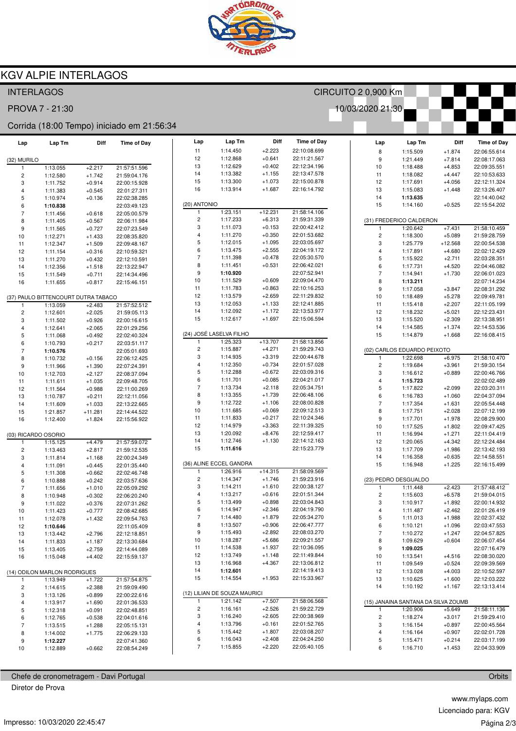# KGV ALPIE INTERLAGOS

INTERLAGOS — CIRCUITO 2 0,900 Km

PROVA 7 - 21:30 — 10/03/2020 21:30

Corrida (18:00 Tempo) iniciado em 21:56:34

### (32) MURILO

| Lap | Lap Tm | Diff | Time of Day |
|---|---|---|---|
| 1 | 1:13.055 | +2.217 | 21:57:51.596 |
| 2 | 1:12.580 | +1.742 | 21:59:04.176 |
| 3 | 1:11.752 | +0.914 | 22:00:15.928 |
| 4 | 1:11.383 | +0.545 | 22:01:27.311 |
| 5 | 1:10.974 | +0.136 | 22:02:38.285 |
| 6 | **1:10.838** | | 22:03:49.123 |
| 7 | 1:11.456 | +0.618 | 22:05:00.579 |
| 8 | 1:11.405 | +0.567 | 22:06:11.984 |
| 9 | 1:11.565 | +0.727 | 22:07:23.549 |
| 10 | 1:12.271 | +1.433 | 22:08:35.820 |
| 11 | 1:12.347 | +1.509 | 22:09:48.167 |
| 12 | 1:11.154 | +0.316 | 22:10:59.321 |
| 13 | 1:11.270 | +0.432 | 22:12:10.591 |
| 14 | 1:12.356 | +1.518 | 22:13:22.947 |
| 15 | 1:11.549 | +0.711 | 22:14:34.496 |
| 16 | 1:11.655 | +0.817 | 22:15:46.151 |

### (37) PAULO BITTENCOURT DUTRA TABACO

| Lap | Lap Tm | Diff | Time of Day |
|---|---|---|---|
| 1 | 1:13.059 | +2.483 | 21:57:52.512 |
| 2 | 1:12.601 | +2.025 | 21:59:05.113 |
| 3 | 1:11.502 | +0.926 | 22:00:16.615 |
| 4 | 1:12.641 | +2.065 | 22:01:29.256 |
| 5 | 1:11.068 | +0.492 | 22:02:40.324 |
| 6 | 1:10.793 | +0.217 | 22:03:51.117 |
| 7 | **1:10.576** | | 22:05:01.693 |
| 8 | 1:10.732 | +0.156 | 22:06:12.425 |
| 9 | 1:11.966 | +1.390 | 22:07:24.391 |
| 10 | 1:12.703 | +2.127 | 22:08:37.094 |
| 11 | 1:11.611 | +1.035 | 22:09:48.705 |
| 12 | 1:11.564 | +0.988 | 22:11:00.269 |
| 13 | 1:10.787 | +0.211 | 22:12:11.056 |
| 14 | 1:11.609 | +1.033 | 22:13:22.665 |
| 15 | 1:21.857 | +11.281 | 22:14:44.522 |
| 16 | 1:12.400 | +1.824 | 22:15:56.922 |

### (03) RICARDO OSORIO

| Lap | Lap Tm | Diff | Time of Day |
|---|---|---|---|
| 1 | 1:15.125 | +4.479 | 21:57:59.072 |
| 2 | 1:13.463 | +2.817 | 21:59:12.535 |
| 3 | 1:11.814 | +1.168 | 22:00:24.349 |
| 4 | 1:11.091 | +0.445 | 22:01:35.440 |
| 5 | 1:11.308 | +0.662 | 22:02:46.748 |
| 6 | 1:10.888 | +0.242 | 22:03:57.636 |
| 7 | 1:11.656 | +1.010 | 22:05:09.292 |
| 8 | 1:10.948 | +0.302 | 22:06:20.240 |
| 9 | 1:11.022 | +0.376 | 22:07:31.262 |
| 10 | 1:11.423 | +0.777 | 22:08:42.685 |
| 11 | 1:12.078 | +1.432 | 22:09:54.763 |
| 12 | **1:10.646** | | 22:11:05.409 |
| 13 | 1:13.442 | +2.796 | 22:12:18.851 |
| 14 | 1:11.833 | +1.187 | 22:13:30.684 |
| 15 | 1:13.405 | +2.759 | 22:14:44.089 |
| 16 | 1:15.048 | +4.402 | 22:15:59.137 |

### (14) ODILON MARLON RODRIGUES

| Lap | Lap Tm | Diff | Time of Day |
|---|---|---|---|
| 1 | 1:13.949 | +1.722 | 21:57:54.875 |
| 2 | 1:14.615 | +2.388 | 21:59:09.490 |
| 3 | 1:13.126 | +0.899 | 22:00:22.616 |
| 4 | 1:13.917 | +1.690 | 22:01:36.533 |
| 5 | 1:12.318 | +0.091 | 22:02:48.851 |
| 6 | 1:12.765 | +0.538 | 22:04:01.616 |
| 7 | 1:13.515 | +1.288 | 22:05:15.131 |
| 8 | 1:14.002 | +1.775 | 22:06:29.133 |
| 9 | **1:12.227** | | 22:07:41.360 |
| 10 | 1:12.889 | +0.662 | 22:08:54.249 |
| 11 | 1:14.450 | +2.223 | 22:10:08.699 |
| 12 | 1:12.868 | +0.641 | 22:11:21.567 |
| 13 | 1:12.629 | +0.402 | 22:12:34.196 |
| 14 | 1:13.382 | +1.155 | 22:13:47.578 |
| 15 | 1:13.300 | +1.073 | 22:15:00.878 |
| 16 | 1:13.914 | +1.687 | 22:16:14.792 |

### (20) ANTONIO

| Lap | Lap Tm | Diff | Time of Day |
|---|---|---|---|
| 1 | 1:23.151 | +12.231 | 21:58:14.106 |
| 2 | 1:17.233 | +6.313 | 21:59:31.339 |
| 3 | 1:11.073 | +0.153 | 22:00:42.412 |
| 4 | 1:11.270 | +0.350 | 22:01:53.682 |
| 5 | 1:12.015 | +1.095 | 22:03:05.697 |
| 6 | 1:13.475 | +2.555 | 22:04:19.172 |
| 7 | 1:11.398 | +0.478 | 22:05:30.570 |
| 8 | 1:11.451 | +0.531 | 22:06:42.021 |
| 9 | **1:10.920** | | 22:07:52.941 |
| 10 | 1:11.529 | +0.609 | 22:09:04.470 |
| 11 | 1:11.783 | +0.863 | 22:10:16.253 |
| 12 | 1:13.579 | +2.659 | 22:11:29.832 |
| 13 | 1:12.053 | +1.133 | 22:12:41.885 |
| 14 | 1:12.092 | +1.172 | 22:13:53.977 |
| 15 | 1:12.617 | +1.697 | 22:15:06.594 |

### (24) JOSÉ LASELVA FILHO

| Lap | Lap Tm | Diff | Time of Day |
|---|---|---|---|
| 1 | 1:25.323 | +13.707 | 21:58:13.856 |
| 2 | 1:15.887 | +4.271 | 21:59:29.743 |
| 3 | 1:14.935 | +3.319 | 22:00:44.678 |
| 4 | 1:12.350 | +0.734 | 22:01:57.028 |
| 5 | 1:12.288 | +0.672 | 22:03:09.316 |
| 6 | 1:11.701 | +0.085 | 22:04:21.017 |
| 7 | 1:13.734 | +2.118 | 22:05:34.751 |
| 8 | 1:13.355 | +1.739 | 22:06:48.106 |
| 9 | 1:12.722 | +1.106 | 22:08:00.828 |
| 10 | 1:11.685 | +0.069 | 22:09:12.513 |
| 11 | 1:11.833 | +0.217 | 22:10:24.346 |
| 12 | 1:14.979 | +3.363 | 22:11:39.325 |
| 13 | 1:20.092 | +8.476 | 22:12:59.417 |
| 14 | 1:12.746 | +1.130 | 22:14:12.163 |
| 15 | **1:11.616** | | 22:15:23.779 |

### (36) ALINE ECCEL GANDRA

| Lap | Lap Tm | Diff | Time of Day |
|---|---|---|---|
| 1 | 1:26.916 | +14.315 | 21:58:09.569 |
| 2 | 1:14.347 | +1.746 | 21:59:23.916 |
| 3 | 1:14.211 | +1.610 | 22:00:38.127 |
| 4 | 1:13.217 | +0.616 | 22:01:51.344 |
| 5 | 1:13.499 | +0.898 | 22:03:04.843 |
| 6 | 1:14.947 | +2.346 | 22:04:19.790 |
| 7 | 1:14.480 | +1.879 | 22:05:34.270 |
| 8 | 1:13.507 | +0.906 | 22:06:47.777 |
| 9 | 1:15.493 | +2.892 | 22:08:03.270 |
| 10 | 1:18.287 | +5.686 | 22:09:21.557 |
| 11 | 1:14.538 | +1.937 | 22:10:36.095 |
| 12 | 1:13.749 | +1.148 | 22:11:49.844 |
| 13 | 1:16.968 | +4.367 | 22:13:06.812 |
| 14 | **1:12.601** | | 22:14:19.413 |
| 15 | 1:14.554 | +1.953 | 22:15:33.967 |

### (12) LILIAN DE SOUZA MAURICI

| Lap | Lap Tm | Diff | Time of Day |
|---|---|---|---|
| 1 | 1:21.142 | +7.507 | 21:58:06.568 |
| 2 | 1:16.161 | +2.526 | 21:59:22.729 |
| 3 | 1:16.240 | +2.605 | 22:00:38.969 |
| 4 | 1:13.796 | +0.161 | 22:01:52.765 |
| 5 | 1:15.442 | +1.807 | 22:03:08.207 |
| 6 | 1:16.043 | +2.408 | 22:04:24.250 |
| 7 | 1:15.855 | +2.220 | 22:05:40.105 |
| 8 | 1:15.509 | +1.874 | 22:06:55.614 |
| 9 | 1:21.449 | +7.814 | 22:08:17.063 |
| 10 | 1:18.488 | +4.853 | 22:09:35.551 |
| 11 | 1:18.082 | +4.447 | 22:10:53.633 |
| 12 | 1:17.691 | +4.056 | 22:12:11.324 |
| 13 | 1:15.083 | +1.448 | 22:13:26.407 |
| 14 | **1:13.635** | | 22:14:40.042 |
| 15 | 1:14.160 | +0.525 | 22:15:54.202 |

### (31) FREDERICO CALDERON

| Lap | Lap Tm | Diff | Time of Day |
|---|---|---|---|
| 1 | 1:20.642 | +7.431 | 21:58:10.459 |
| 2 | 1:18.300 | +5.089 | 21:59:28.759 |
| 3 | 1:25.779 | +12.568 | 22:00:54.538 |
| 4 | 1:17.891 | +4.680 | 22:02:12.429 |
| 5 | 1:15.922 | +2.711 | 22:03:28.351 |
| 6 | 1:17.731 | +4.520 | 22:04:46.082 |
| 7 | 1:14.941 | +1.730 | 22:06:01.023 |
| 8 | **1:13.211** | | 22:07:14.234 |
| 9 | 1:17.058 | +3.847 | 22:08:31.292 |
| 10 | 1:18.489 | +5.278 | 22:09:49.781 |
| 11 | 1:15.418 | +2.207 | 22:11:05.199 |
| 12 | 1:18.232 | +5.021 | 22:12:23.431 |
| 13 | 1:15.520 | +2.309 | 22:13:38.951 |
| 14 | 1:14.585 | +1.374 | 22:14:53.536 |
| 15 | 1:14.879 | +1.668 | 22:16:08.415 |

### (02) CARLOS EDUARDO PEIXOTO

| Lap | Lap Tm | Diff | Time of Day |
|---|---|---|---|
| 1 | 1:22.698 | +6.975 | 21:58:10.470 |
| 2 | 1:19.684 | +3.961 | 21:59:30.154 |
| 3 | 1:16.612 | +0.889 | 22:00:46.766 |
| 4 | **1:15.723** | | 22:02:02.489 |
| 5 | 1:17.822 | +2.099 | 22:03:20.311 |
| 6 | 1:16.783 | +1.060 | 22:04:37.094 |
| 7 | 1:17.354 | +1.631 | 22:05:54.448 |
| 8 | 1:17.751 | +2.028 | 22:07:12.199 |
| 9 | 1:17.701 | +1.978 | 22:08:29.900 |
| 10 | 1:17.525 | +1.802 | 22:09:47.425 |
| 11 | 1:16.994 | +1.271 | 22:11:04.419 |
| 12 | 1:20.065 | +4.342 | 22:12:24.484 |
| 13 | 1:17.709 | +1.986 | 22:13:42.193 |
| 14 | 1:16.358 | +0.635 | 22:14:58.551 |
| 15 | 1:16.948 | +1.225 | 22:16:15.499 |

### (23) PEDRO DESGUALDO

| Lap | Lap Tm | Diff | Time of Day |
|---|---|---|---|
| 1 | 1:11.448 | +2.423 | 21:57:48.412 |
| 2 | 1:15.603 | +6.578 | 21:59:04.015 |
| 3 | 1:10.917 | +1.892 | 22:00:14.932 |
| 4 | 1:11.487 | +2.462 | 22:01:26.419 |
| 5 | 1:11.013 | +1.988 | 22:02:37.432 |
| 6 | 1:10.121 | +1.096 | 22:03:47.553 |
| 7 | 1:10.272 | +1.247 | 22:04:57.825 |
| 8 | 1:09.629 | +0.604 | 22:06:07.454 |
| 9 | **1:09.025** | | 22:07:16.479 |
| 10 | 1:13.541 | +4.516 | 22:08:30.020 |
| 11 | 1:09.549 | +0.524 | 22:09:39.569 |
| 12 | 1:13.028 | +4.003 | 22:10:52.597 |
| 13 | 1:10.625 | +1.600 | 22:12:03.222 |
| 14 | 1:10.192 | +1.167 | 22:13:13.414 |

### (15) JANAINA SANTANA DA SILVA ZOUMB

| Lap | Lap Tm | Diff | Time of Day |
|---|---|---|---|
| 1 | 1:20.906 | +5.649 | 21:58:11.136 |
| 2 | 1:18.274 | +3.017 | 21:59:29.410 |
| 3 | 1:16.154 | +0.897 | 22:00:45.564 |
| 4 | 1:16.164 | +0.907 | 22:02:01.728 |
| 5 | 1:15.471 | +0.214 | 22:03:17.199 |
| 6 | 1:16.710 | +1.453 | 22:04:33.909 |

Chefe de cronometragem - Davi Portugal — Orbits

Diretor de Prova

www.mylaps.com

Licenciado para: KGV

Impresso: 10/03/2020 22:45:47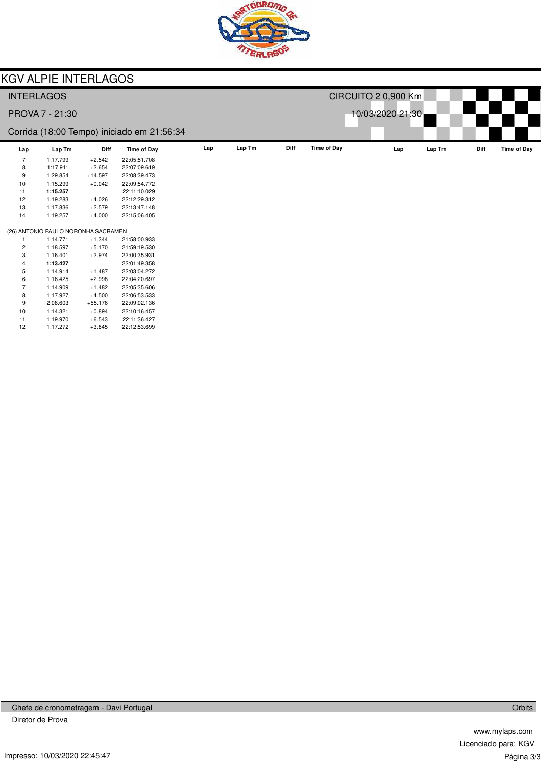# KGV ALPIE INTERLAGOS

INTERLAGOS

CIRCUITO 2 0,900 Km

PROVA 7 - 21:30

10/03/2020 21:30

Corrida (18:00 Tempo) iniciado em 21:56:34

| Lap | Lap Tm | Diff | Time of Day |
|---|---|---|---|
| 7 | 1:17.799 | +2.542 | 22:05:51.708 |
| 8 | 1:17.911 | +2.654 | 22:07:09.619 |
| 9 | 1:29.854 | +14.597 | 22:08:39.473 |
| 10 | 1:15.299 | +0.042 | 22:09:54.772 |
| 11 | **1:15.257** | | 22:11:10.029 |
| 12 | 1:19.283 | +4.026 | 22:12:29.312 |
| 13 | 1:17.836 | +2.579 | 22:13:47.148 |
| 14 | 1:19.257 | +4.000 | 22:15:06.405 |

(26) ANTONIO PAULO NORONHA SACRAMEN

| Lap | Lap Tm | Diff | Time of Day |
|---|---|---|---|
| 1 | 1:14.771 | +1.344 | 21:58:00.933 |
| 2 | 1:18.597 | +5.170 | 21:59:19.530 |
| 3 | 1:16.401 | +2.974 | 22:00:35.931 |
| 4 | **1:13.427** | | 22:01:49.358 |
| 5 | 1:14.914 | +1.487 | 22:03:04.272 |
| 6 | 1:16.425 | +2.998 | 22:04:20.697 |
| 7 | 1:14.909 | +1.482 | 22:05:35.606 |
| 8 | 1:17.927 | +4.500 | 22:06:53.533 |
| 9 | 2:08.603 | +55.176 | 22:09:02.136 |
| 10 | 1:14.321 | +0.894 | 22:10:16.457 |
| 11 | 1:19.970 | +6.543 | 22:11:36.427 |
| 12 | 1:17.272 | +3.845 | 22:12:53.699 |

Chefe de cronometragem - Davi Portugal

Orbits

Diretor de Prova

www.mylaps.com

Licenciado para: KGV

Impresso: 10/03/2020 22:45:47